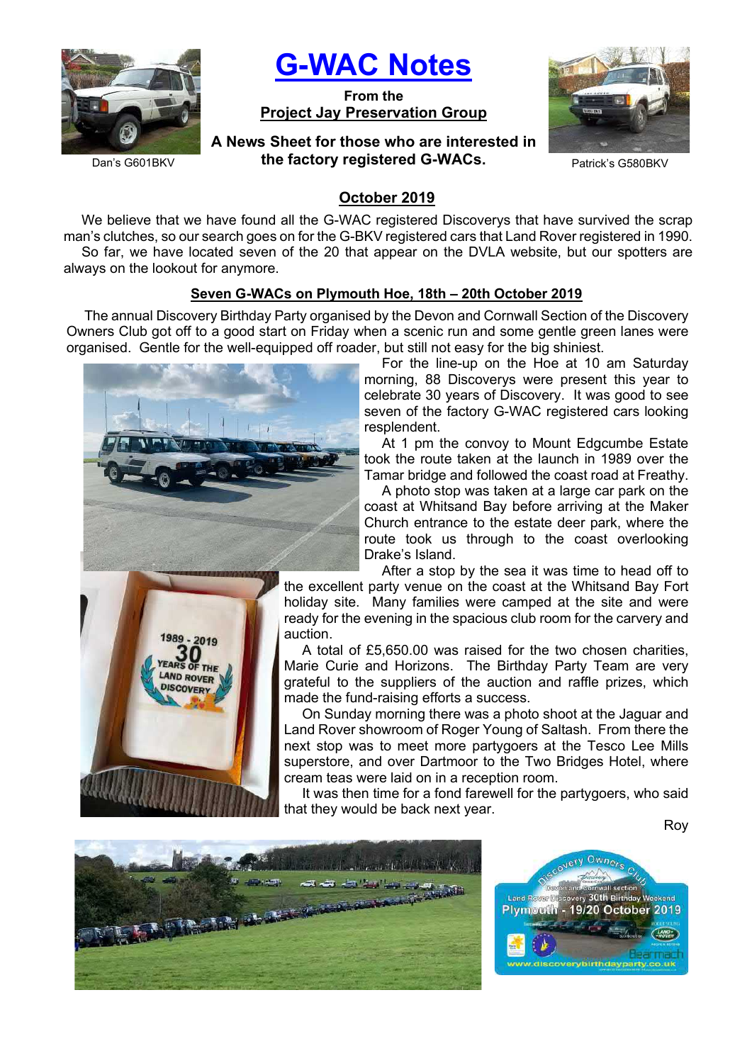# G-WAC Notes

**From the**
**Project Jay Preservation Group**

**A News Sheet for those who are interested in the factory registered G-WACs.**

Dan's G601BKV

Patrick's G580BKV

## October 2019

We believe that we have found all the G-WAC registered Discoverys that have survived the scrap man's clutches, so our search goes on for the G-BKV registered cars that Land Rover registered in 1990.

So far, we have located seven of the 20 that appear on the DVLA website, but our spotters are always on the lookout for anymore.

### Seven G-WACs on Plymouth Hoe, 18th – 20th October 2019

The annual Discovery Birthday Party organised by the Devon and Cornwall Section of the Discovery Owners Club got off to a good start on Friday when a scenic run and some gentle green lanes were organised. Gentle for the well-equipped off roader, but still not easy for the big shiniest.

For the line-up on the Hoe at 10 am Saturday morning, 88 Discoverys were present this year to celebrate 30 years of Discovery. It was good to see seven of the factory G-WAC registered cars looking resplendent.

At 1 pm the convoy to Mount Edgcumbe Estate took the route taken at the launch in 1989 over the Tamar bridge and followed the coast road at Freathy.

A photo stop was taken at a large car park on the coast at Whitsand Bay before arriving at the Maker Church entrance to the estate deer park, where the route took us through to the coast overlooking Drake's Island.

After a stop by the sea it was time to head off to the excellent party venue on the coast at the Whitsand Bay Fort holiday site. Many families were camped at the site and were ready for the evening in the spacious club room for the carvery and auction.

A total of £5,650.00 was raised for the two chosen charities, Marie Curie and Horizons. The Birthday Party Team are very grateful to the suppliers of the auction and raffle prizes, which made the fund-raising efforts a success.

On Sunday morning there was a photo shoot at the Jaguar and Land Rover showroom of Roger Young of Saltash. From there the next stop was to meet more partygoers at the Tesco Lee Mills superstore, and over Dartmoor to the Two Bridges Hotel, where cream teas were laid on in a reception room.

It was then time for a fond farewell for the partygoers, who said that they would be back next year.

Roy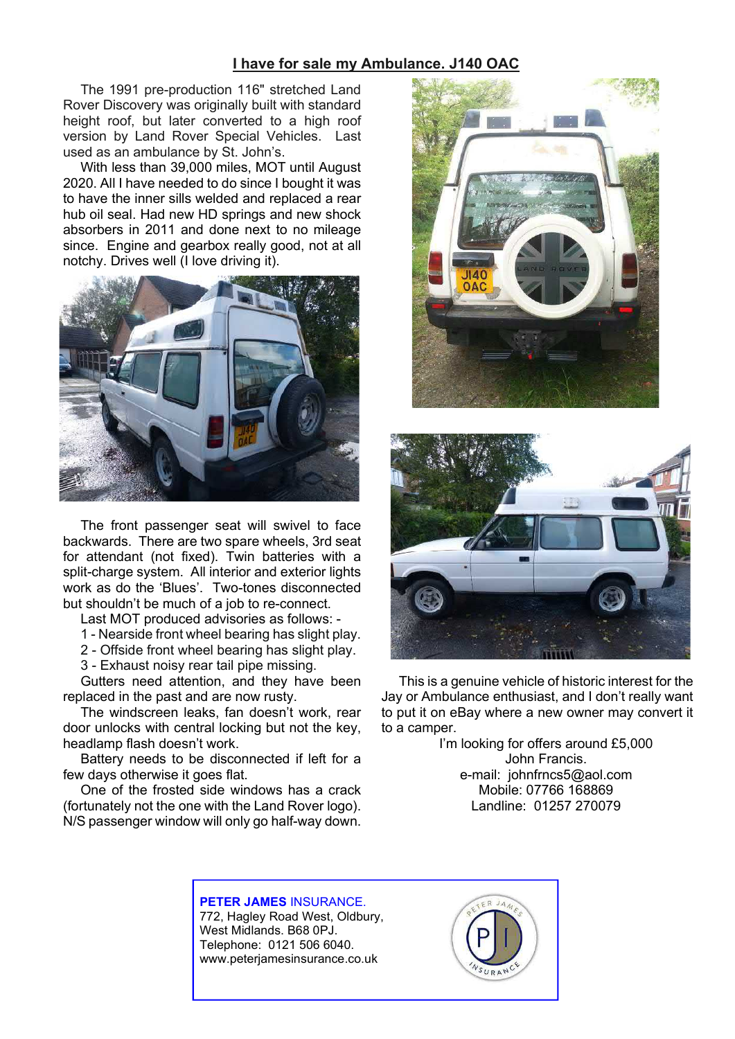## I have for sale my Ambulance. J140 OAC

The 1991 pre-production 116" stretched Land Rover Discovery was originally built with standard height roof, but later converted to a high roof version by Land Rover Special Vehicles. Last used as an ambulance by St. John's.

With less than 39,000 miles, MOT until August 2020. All I have needed to do since I bought it was to have the inner sills welded and replaced a rear hub oil seal. Had new HD springs and new shock absorbers in 2011 and done next to no mileage since. Engine and gearbox really good, not at all notchy. Drives well (I love driving it).

The front passenger seat will swivel to face backwards. There are two spare wheels, 3rd seat for attendant (not fixed). Twin batteries with a split-charge system. All interior and exterior lights work as do the 'Blues'. Two-tones disconnected but shouldn't be much of a job to re-connect.

Last MOT produced advisories as follows: -

1 - Nearside front wheel bearing has slight play.
2 - Offside front wheel bearing has slight play.
3 - Exhaust noisy rear tail pipe missing.

Gutters need attention, and they have been replaced in the past and are now rusty.

The windscreen leaks, fan doesn't work, rear door unlocks with central locking but not the key, headlamp flash doesn't work.

Battery needs to be disconnected if left for a few days otherwise it goes flat.

One of the frosted side windows has a crack (fortunately not the one with the Land Rover logo). N/S passenger window will only go half-way down.

This is a genuine vehicle of historic interest for the Jay or Ambulance enthusiast, and I don't really want to put it on eBay where a new owner may convert it to a camper.

I'm looking for offers around £5,000
John Francis.
e-mail: johnfrncs5@aol.com
Mobile: 07766 168869
Landline: 01257 270079

**PETER JAMES** INSURANCE.
772, Hagley Road West, Oldbury,
West Midlands. B68 0PJ.
Telephone: 0121 506 6040.
www.peterjamesinsurance.co.uk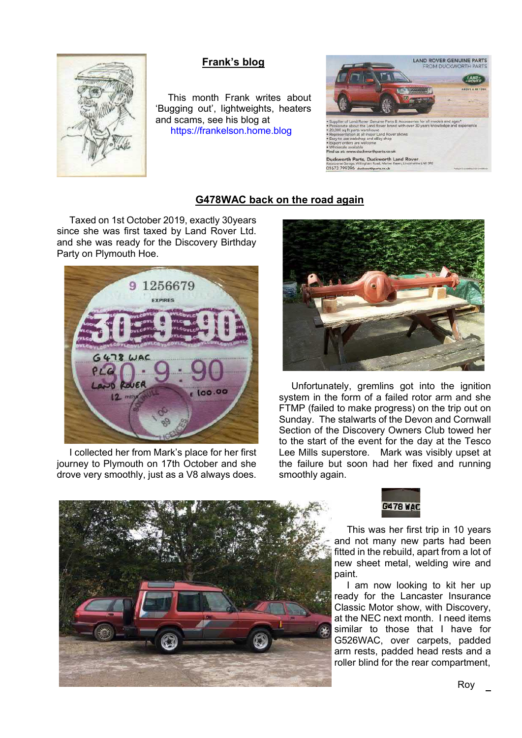## Frank's blog

This month Frank writes about 'Bugging out', lightweights, heaters and scams, see his blog at https://frankelson.home.blog

## G478WAC back on the road again

Taxed on 1st October 2019, exactly 30years since she was first taxed by Land Rover Ltd. and she was ready for the Discovery Birthday Party on Plymouth Hoe.

I collected her from Mark's place for her first journey to Plymouth on 17th October and she drove very smoothly, just as a V8 always does.

Unfortunately, gremlins got into the ignition system in the form of a failed rotor arm and she FTMP (failed to make progress) on the trip out on Sunday. The stalwarts of the Devon and Cornwall Section of the Discovery Owners Club towed her to the start of the event for the day at the Tesco Lee Mills superstore. Mark was visibly upset at the failure but soon had her fixed and running smoothly again.

This was her first trip in 10 years and not many new parts had been fitted in the rebuild, apart from a lot of new sheet metal, welding wire and paint.

I am now looking to kit her up ready for the Lancaster Insurance Classic Motor show, with Discovery, at the NEC next month. I need items similar to those that I have for G526WAC, over carpets, padded arm rests, padded head rests and a roller blind for the rear compartment,

Roy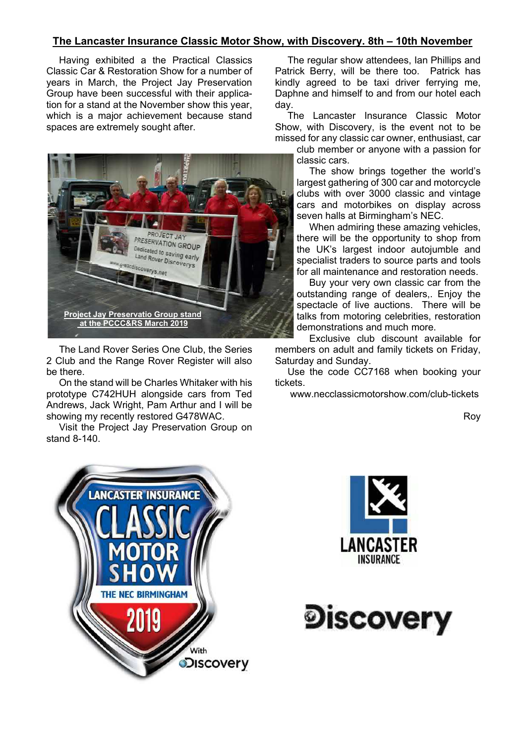## The Lancaster Insurance Classic Motor Show, with Discovery. 8th – 10th November

Having exhibited a the Practical Classics Classic Car & Restoration Show for a number of years in March, the Project Jay Preservation Group have been successful with their application for a stand at the November show this year, which is a major achievement because stand spaces are extremely sought after.

**Project Jay Preservatio Group stand at the PCCC&RS March 2019**

The Land Rover Series One Club, the Series 2 Club and the Range Rover Register will also be there.

On the stand will be Charles Whitaker with his prototype C742HUH alongside cars from Ted Andrews, Jack Wright, Pam Arthur and I will be showing my recently restored G478WAC.

Visit the Project Jay Preservation Group on stand 8-140.

The regular show attendees, Ian Phillips and Patrick Berry, will be there too. Patrick has kindly agreed to be taxi driver ferrying me, Daphne and himself to and from our hotel each day.

The Lancaster Insurance Classic Motor Show, with Discovery, is the event not to be missed for any classic car owner, enthusiast, car club member or anyone with a passion for classic cars.

The show brings together the world's largest gathering of 300 car and motorcycle clubs with over 3000 classic and vintage cars and motorbikes on display across seven halls at Birmingham's NEC.

When admiring these amazing vehicles, there will be the opportunity to shop from the UK's largest indoor autojumble and specialist traders to source parts and tools for all maintenance and restoration needs.

Buy your very own classic car from the outstanding range of dealers,. Enjoy the spectacle of live auctions. There will be talks from motoring celebrities, restoration demonstrations and much more.

Exclusive club discount available for members on adult and family tickets on Friday, Saturday and Sunday.

Use the code CC7168 when booking your tickets.

www.necclassicmotorshow.com/club-tickets

Roy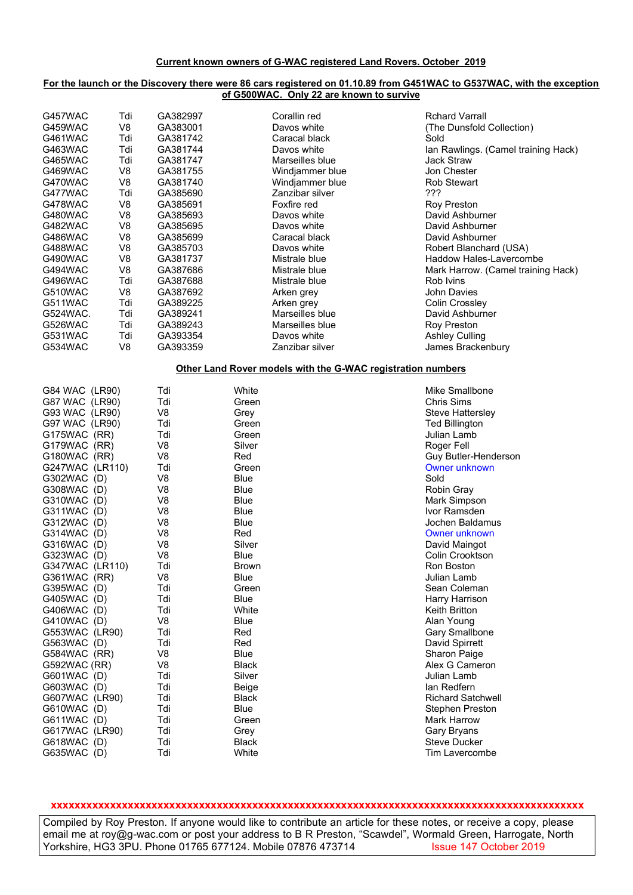**Current known owners of G-WAC registered Land Rovers. October 2019**

**For the launch or the Discovery there were 86 cars registered on 01.10.89 from G451WAC to G537WAC, with the exception of G500WAC. Only 22 are known to survive**

| | | | | |
|---|---|---|---|---|
| G457WAC | Tdi | GA382997 | Corallin red | Rchard Varrall |
| G459WAC | V8 | GA383001 | Davos white | (The Dunsfold Collection) |
| G461WAC | Tdi | GA381742 | Caracal black | Sold |
| G463WAC | Tdi | GA381744 | Davos white | Ian Rawlings. (Camel training Hack) |
| G465WAC | Tdi | GA381747 | Marseilles blue | Jack Straw |
| G469WAC | V8 | GA381755 | Windjammer blue | Jon Chester |
| G470WAC | V8 | GA381740 | Windjammer blue | Rob Stewart |
| G477WAC | Tdi | GA385690 | Zanzibar silver | ??? |
| G478WAC | V8 | GA385691 | Foxfire red | Roy Preston |
| G480WAC | V8 | GA385693 | Davos white | David Ashburner |
| G482WAC | V8 | GA385695 | Davos white | David Ashburner |
| G486WAC | V8 | GA385699 | Caracal black | David Ashburner |
| G488WAC | V8 | GA385703 | Davos white | Robert Blanchard (USA) |
| G490WAC | V8 | GA381737 | Mistrale blue | Haddow Hales-Lavercombe |
| G494WAC | V8 | GA387686 | Mistrale blue | Mark Harrow. (Camel training Hack) |
| G496WAC | Tdi | GA387688 | Mistrale blue | Rob Ivins |
| G510WAC | V8 | GA387692 | Arken grey | John Davies |
| G511WAC | Tdi | GA389225 | Arken grey | Colin Crossley |
| G524WAC. | Tdi | GA389241 | Marseilles blue | David Ashburner |
| G526WAC | Tdi | GA389243 | Marseilles blue | Roy Preston |
| G531WAC | Tdi | GA393354 | Davos white | Ashley Culling |
| G534WAC | V8 | GA393359 | Zanzibar silver | James Brackenbury |

**Other Land Rover models with the G-WAC registration numbers**

| | | | |
|---|---|---|---|
| G84 WAC (LR90) | Tdi | White | Mike Smallbone |
| G87 WAC (LR90) | Tdi | Green | Chris Sims |
| G93 WAC (LR90) | V8 | Grey | Steve Hattersley |
| G97 WAC (LR90) | Tdi | Green | Ted Billington |
| G175WAC (RR) | Tdi | Green | Julian Lamb |
| G179WAC (RR) | V8 | Silver | Roger Fell |
| G180WAC (RR) | V8 | Red | Guy Butler-Henderson |
| G247WAC (LR110) | Tdi | Green | Owner unknown |
| G302WAC (D) | V8 | Blue | Sold |
| G308WAC (D) | V8 | Blue | Robin Gray |
| G310WAC (D) | V8 | Blue | Mark Simpson |
| G311WAC (D) | V8 | Blue | Ivor Ramsden |
| G312WAC (D) | V8 | Blue | Jochen Baldamus |
| G314WAC (D) | V8 | Red | Owner unknown |
| G316WAC (D) | V8 | Silver | David Maingot |
| G323WAC (D) | V8 | Blue | Colin Crooktson |
| G347WAC (LR110) | Tdi | Brown | Ron Boston |
| G361WAC (RR) | V8 | Blue | Julian Lamb |
| G395WAC (D) | Tdi | Green | Sean Coleman |
| G405WAC (D) | Tdi | Blue | Harry Harrison |
| G406WAC (D) | Tdi | White | Keith Britton |
| G410WAC (D) | V8 | Blue | Alan Young |
| G553WAC (LR90) | Tdi | Red | Gary Smallbone |
| G563WAC (D) | Tdi | Red | David Spirrett |
| G584WAC (RR) | V8 | Blue | Sharon Paige |
| G592WAC (RR) | V8 | Black | Alex G Cameron |
| G601WAC (D) | Tdi | Silver | Julian Lamb |
| G603WAC (D) | Tdi | Beige | Ian Redfern |
| G607WAC (LR90) | Tdi | Black | Richard Satchwell |
| G610WAC (D) | Tdi | Blue | Stephen Preston |
| G611WAC (D) | Tdi | Green | Mark Harrow |
| G617WAC (LR90) | Tdi | Grey | Gary Bryans |
| G618WAC (D) | Tdi | Black | Steve Ducker |
| G635WAC (D) | Tdi | White | Tim Lavercombe |

xxxxxxxxxxxxxxxxxxxxxxxxxxxxxxxxxxxxxxxxxxxxxxxxxxxxxxxxxxxxxxxxxxxxxxxxxxxxxxxxxxxxxxxxxxx

Compiled by Roy Preston. If anyone would like to contribute an article for these notes, or receive a copy, please email me at roy@g-wac.com or post your address to B R Preston, "Scawdel", Wormald Green, Harrogate, North Yorkshire, HG3 3PU. Phone 01765 677124. Mobile 07876 473714 Issue 147 October 2019